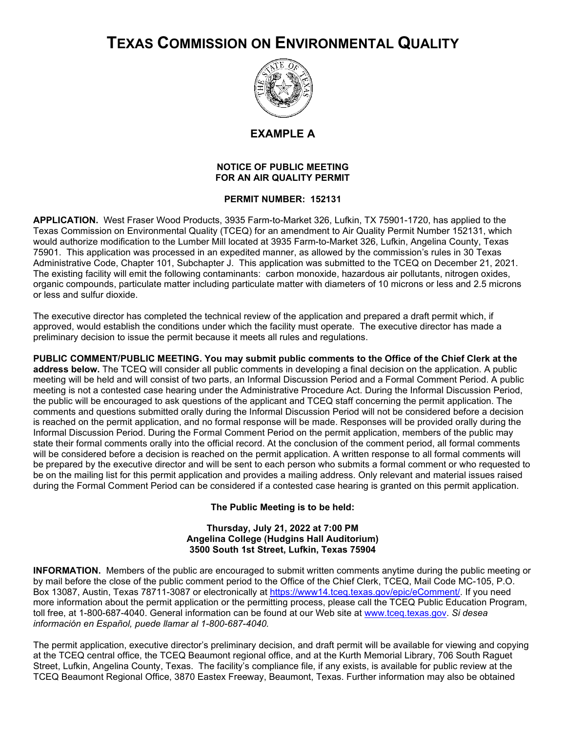# TEXAS COMMISSION ON ENVIRONMENTAL QUALITY

## EXAMPLE A

**NOTICE OF PUBLIC MEETING**
**FOR AN AIR QUALITY PERMIT**

**PERMIT NUMBER: 152131**

**APPLICATION.** West Fraser Wood Products, 3935 Farm-to-Market 326, Lufkin, TX 75901-1720, has applied to the Texas Commission on Environmental Quality (TCEQ) for an amendment to Air Quality Permit Number 152131, which would authorize modification to the Lumber Mill located at 3935 Farm-to-Market 326, Lufkin, Angelina County, Texas 75901. This application was processed in an expedited manner, as allowed by the commission's rules in 30 Texas Administrative Code, Chapter 101, Subchapter J. This application was submitted to the TCEQ on December 21, 2021. The existing facility will emit the following contaminants: carbon monoxide, hazardous air pollutants, nitrogen oxides, organic compounds, particulate matter including particulate matter with diameters of 10 microns or less and 2.5 microns or less and sulfur dioxide.

The executive director has completed the technical review of the application and prepared a draft permit which, if approved, would establish the conditions under which the facility must operate. The executive director has made a preliminary decision to issue the permit because it meets all rules and regulations.

**PUBLIC COMMENT/PUBLIC MEETING. You may submit public comments to the Office of the Chief Clerk at the address below.** The TCEQ will consider all public comments in developing a final decision on the application. A public meeting will be held and will consist of two parts, an Informal Discussion Period and a Formal Comment Period. A public meeting is not a contested case hearing under the Administrative Procedure Act. During the Informal Discussion Period, the public will be encouraged to ask questions of the applicant and TCEQ staff concerning the permit application. The comments and questions submitted orally during the Informal Discussion Period will not be considered before a decision is reached on the permit application, and no formal response will be made. Responses will be provided orally during the Informal Discussion Period. During the Formal Comment Period on the permit application, members of the public may state their formal comments orally into the official record. At the conclusion of the comment period, all formal comments will be considered before a decision is reached on the permit application. A written response to all formal comments will be prepared by the executive director and will be sent to each person who submits a formal comment or who requested to be on the mailing list for this permit application and provides a mailing address. Only relevant and material issues raised during the Formal Comment Period can be considered if a contested case hearing is granted on this permit application.

**The Public Meeting is to be held:**

**Thursday, July 21, 2022 at 7:00 PM**
**Angelina College (Hudgins Hall Auditorium)**
**3500 South 1st Street, Lufkin, Texas 75904**

**INFORMATION.** Members of the public are encouraged to submit written comments anytime during the public meeting or by mail before the close of the public comment period to the Office of the Chief Clerk, TCEQ, Mail Code MC-105, P.O. Box 13087, Austin, Texas 78711-3087 or electronically at https://www14.tceq.texas.gov/epic/eComment/. If you need more information about the permit application or the permitting process, please call the TCEQ Public Education Program, toll free, at 1-800-687-4040. General information can be found at our Web site at www.tceq.texas.gov. *Si desea información en Español, puede llamar al 1-800-687-4040.*

The permit application, executive director's preliminary decision, and draft permit will be available for viewing and copying at the TCEQ central office, the TCEQ Beaumont regional office, and at the Kurth Memorial Library, 706 South Raguet Street, Lufkin, Angelina County, Texas. The facility's compliance file, if any exists, is available for public review at the TCEQ Beaumont Regional Office, 3870 Eastex Freeway, Beaumont, Texas. Further information may also be obtained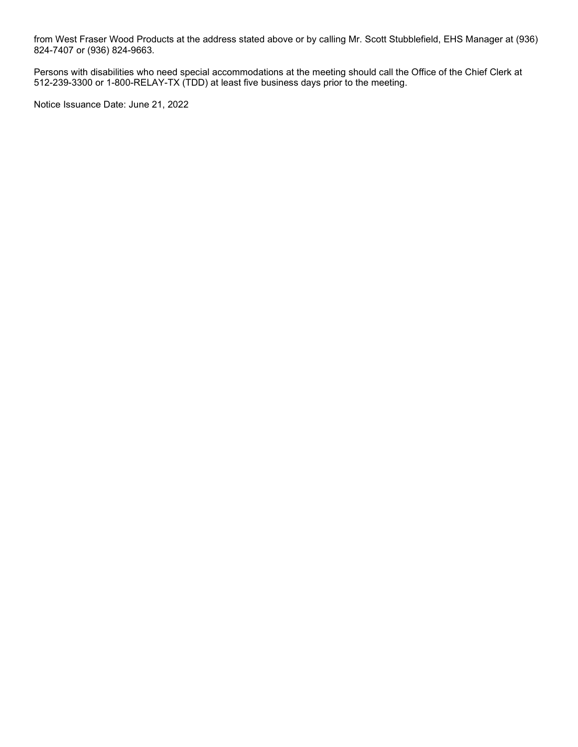from West Fraser Wood Products at the address stated above or by calling Mr. Scott Stubblefield, EHS Manager at (936) 824-7407 or (936) 824-9663.

Persons with disabilities who need special accommodations at the meeting should call the Office of the Chief Clerk at 512-239-3300 or 1-800-RELAY-TX (TDD) at least five business days prior to the meeting.

Notice Issuance Date: June 21, 2022